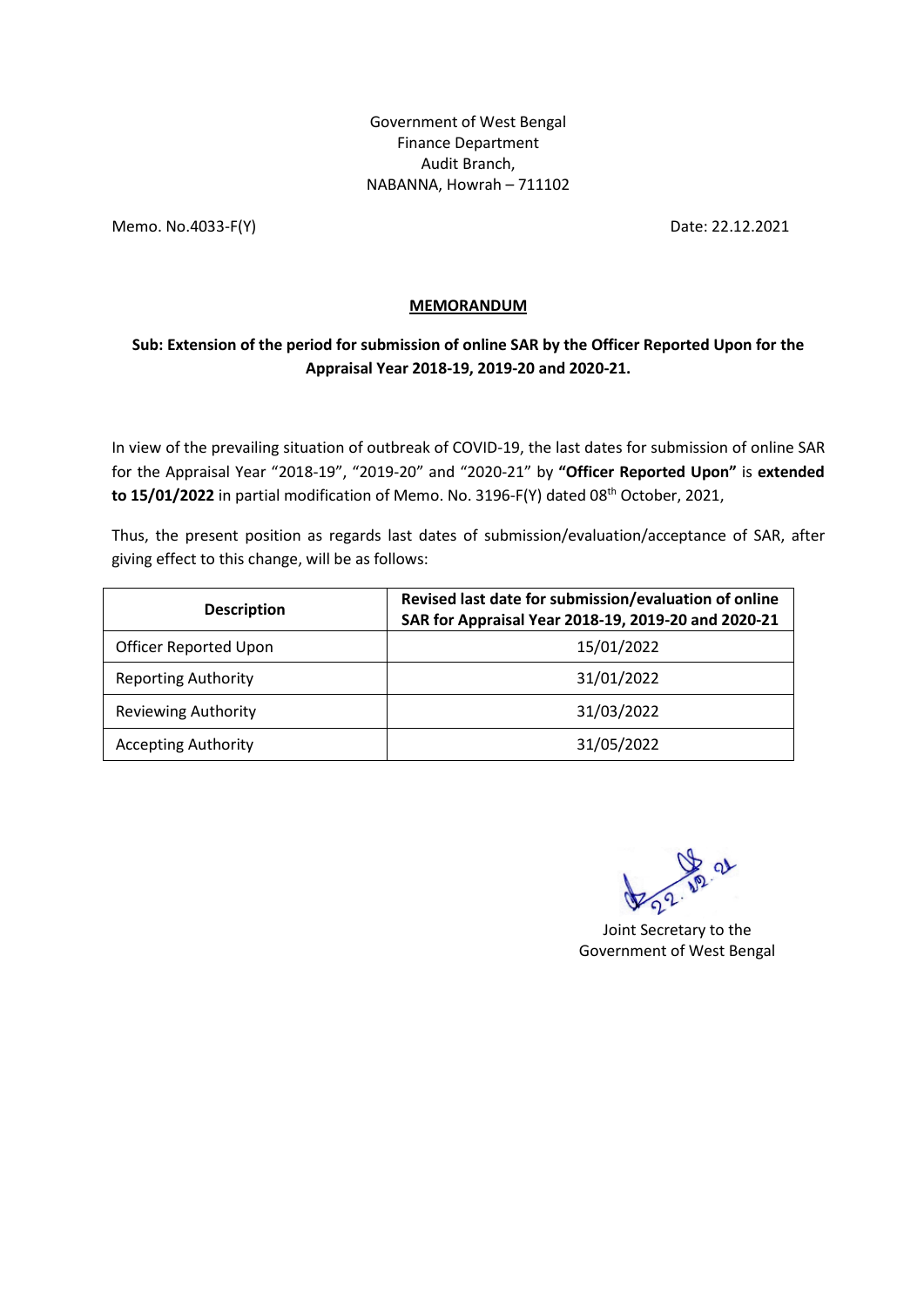Government of West Bengal
Finance Department
Audit Branch,
NABANNA, Howrah – 711102

Memo. No.4033-F(Y)

Date: 22.12.2021

## MEMORANDUM

**Sub: Extension of the period for submission of online SAR by the Officer Reported Upon for the Appraisal Year 2018-19, 2019-20 and 2020-21.**

In view of the prevailing situation of outbreak of COVID-19, the last dates for submission of online SAR for the Appraisal Year "2018-19", "2019-20" and "2020-21" by **"Officer Reported Upon"** is **extended to 15/01/2022** in partial modification of Memo. No. 3196-F(Y) dated 08th October, 2021,

Thus, the present position as regards last dates of submission/evaluation/acceptance of SAR, after giving effect to this change, will be as follows:

| Description | Revised last date for submission/evaluation of online SAR for Appraisal Year 2018-19, 2019-20 and 2020-21 |
|---|---|
| Officer Reported Upon | 15/01/2022 |
| Reporting Authority | 31/01/2022 |
| Reviewing Authority | 31/03/2022 |
| Accepting Authority | 31/05/2022 |

Sd/- 22.12.21

Joint Secretary to the
Government of West Bengal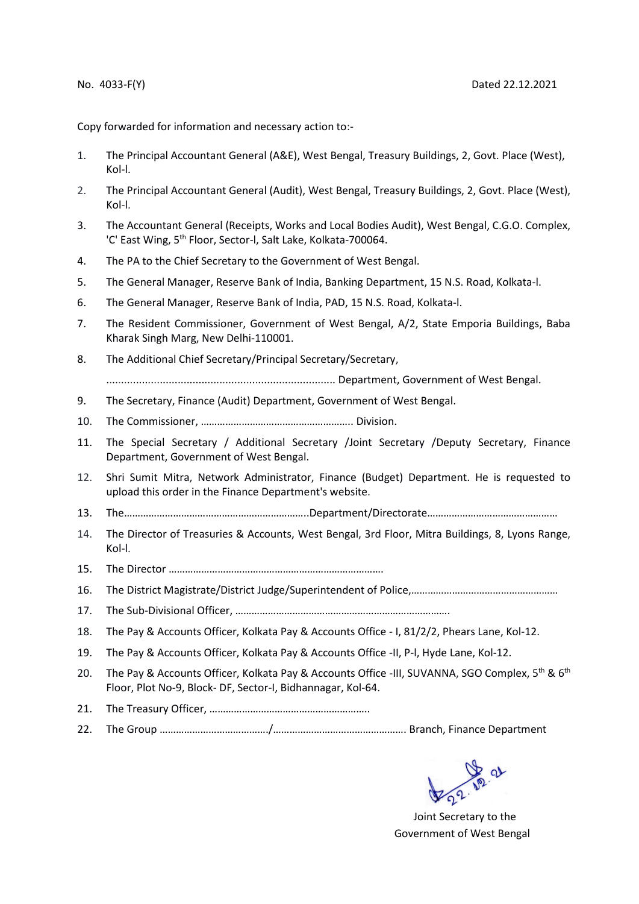No. 4033-F(Y) Dated 22.12.2021

Copy forwarded for information and necessary action to:-

1. The Principal Accountant General (A&E), West Bengal, Treasury Buildings, 2, Govt. Place (West), Kol-l.
2. The Principal Accountant General (Audit), West Bengal, Treasury Buildings, 2, Govt. Place (West), Kol-l.
3. The Accountant General (Receipts, Works and Local Bodies Audit), West Bengal, C.G.O. Complex, 'C' East Wing, 5th Floor, Sector-l, Salt Lake, Kolkata-700064.
4. The PA to the Chief Secretary to the Government of West Bengal.
5. The General Manager, Reserve Bank of India, Banking Department, 15 N.S. Road, Kolkata-l.
6. The General Manager, Reserve Bank of India, PAD, 15 N.S. Road, Kolkata-l.
7. The Resident Commissioner, Government of West Bengal, A/2, State Emporia Buildings, Baba Kharak Singh Marg, New Delhi-110001.
8. The Additional Chief Secretary/Principal Secretary/Secretary,

   ............................................................................ Department, Government of West Bengal.
9. The Secretary, Finance (Audit) Department, Government of West Bengal.
10. The Commissioner, ………………………………………………. Division.
11. The Special Secretary / Additional Secretary /Joint Secretary /Deputy Secretary, Finance Department, Government of West Bengal.
12. Shri Sumit Mitra, Network Administrator, Finance (Budget) Department. He is requested to upload this order in the Finance Department's website.
13. The…………………………………………………………..Department/Directorate…………………………………………
14. The Director of Treasuries & Accounts, West Bengal, 3rd Floor, Mitra Buildings, 8, Lyons Range, Kol-l.
15. The Director …………………………………………………………………….
16. The District Magistrate/District Judge/Superintendent of Police,………………………………………………
17. The Sub-Divisional Officer, …………………………………………………………………….
18. The Pay & Accounts Officer, Kolkata Pay & Accounts Office - I, 81/2/2, Phears Lane, Kol-12.
19. The Pay & Accounts Officer, Kolkata Pay & Accounts Office -II, P-l, Hyde Lane, Kol-12.
20. The Pay & Accounts Officer, Kolkata Pay & Accounts Office -III, SUVANNA, SGO Complex, 5th & 6th Floor, Plot No-9, Block- DF, Sector-I, Bidhannagar, Kol-64.
21. The Treasury Officer, ………………………………………………….
22. The Group …………………………………/…………………………………………. Branch, Finance Department

22.12.21

Joint Secretary to the
Government of West Bengal